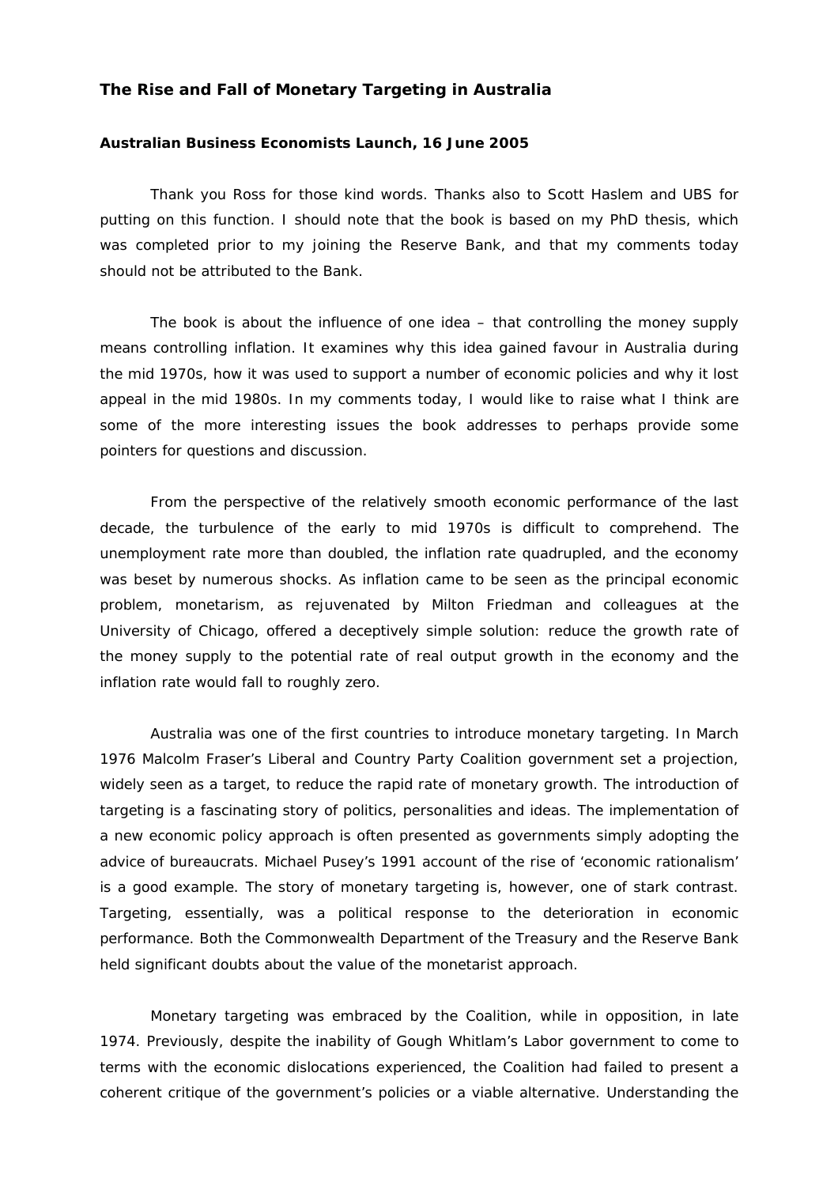**The Rise and Fall of Monetary Targeting in Australia**

**Australian Business Economists Launch, 16 June 2005**

Thank you Ross for those kind words. Thanks also to Scott Haslem and UBS for putting on this function. I should note that the book is based on my PhD thesis, which was completed prior to my joining the Reserve Bank, and that my comments today should not be attributed to the Bank.

The book is about the influence of one idea – that controlling the money supply means controlling inflation. It examines why this idea gained favour in Australia during the mid 1970s, how it was used to support a number of economic policies and why it lost appeal in the mid 1980s. In my comments today, I would like to raise what I think are some of the more interesting issues the book addresses to perhaps provide some pointers for questions and discussion.

From the perspective of the relatively smooth economic performance of the last decade, the turbulence of the early to mid 1970s is difficult to comprehend. The unemployment rate more than doubled, the inflation rate quadrupled, and the economy was beset by numerous shocks. As inflation came to be seen as the principal economic problem, monetarism, as rejuvenated by Milton Friedman and colleagues at the University of Chicago, offered a deceptively simple solution: reduce the growth rate of the money supply to the potential rate of real output growth in the economy and the inflation rate would fall to roughly zero.

Australia was one of the first countries to introduce monetary targeting. In March 1976 Malcolm Fraser's Liberal and Country Party Coalition government set a projection, widely seen as a target, to reduce the rapid rate of monetary growth. The introduction of targeting is a fascinating story of politics, personalities and ideas. The implementation of a new economic policy approach is often presented as governments simply adopting the advice of bureaucrats. Michael Pusey's 1991 account of the rise of 'economic rationalism' is a good example. The story of monetary targeting is, however, one of stark contrast. Targeting, essentially, was a political response to the deterioration in economic performance. Both the Commonwealth Department of the Treasury and the Reserve Bank held significant doubts about the value of the monetarist approach.

Monetary targeting was embraced by the Coalition, while in opposition, in late 1974. Previously, despite the inability of Gough Whitlam's Labor government to come to terms with the economic dislocations experienced, the Coalition had failed to present a coherent critique of the government's policies or a viable alternative. Understanding the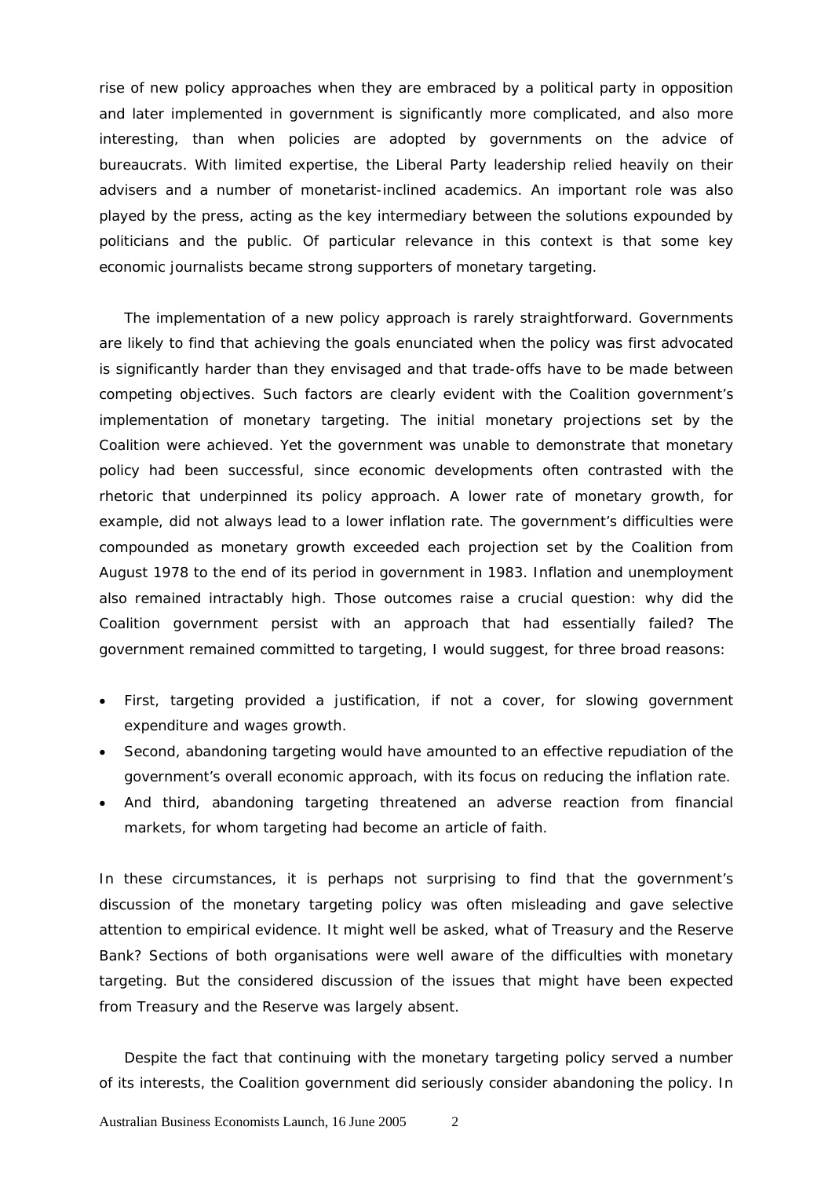rise of new policy approaches when they are embraced by a political party in opposition and later implemented in government is significantly more complicated, and also more interesting, than when policies are adopted by governments on the advice of bureaucrats. With limited expertise, the Liberal Party leadership relied heavily on their advisers and a number of monetarist-inclined academics. An important role was also played by the press, acting as the key intermediary between the solutions expounded by politicians and the public. Of particular relevance in this context is that some key economic journalists became strong supporters of monetary targeting.

The implementation of a new policy approach is rarely straightforward. Governments are likely to find that achieving the goals enunciated when the policy was first advocated is significantly harder than they envisaged and that trade-offs have to be made between competing objectives. Such factors are clearly evident with the Coalition government's implementation of monetary targeting. The initial monetary projections set by the Coalition were achieved. Yet the government was unable to demonstrate that monetary policy had been successful, since economic developments often contrasted with the rhetoric that underpinned its policy approach. A lower rate of monetary growth, for example, did not always lead to a lower inflation rate. The government's difficulties were compounded as monetary growth exceeded each projection set by the Coalition from August 1978 to the end of its period in government in 1983. Inflation and unemployment also remained intractably high. Those outcomes raise a crucial question: why did the Coalition government persist with an approach that had essentially failed? The government remained committed to targeting, I would suggest, for three broad reasons:

- First, targeting provided a justification, if not a cover, for slowing government expenditure and wages growth.
- Second, abandoning targeting would have amounted to an effective repudiation of the government's overall economic approach, with its focus on reducing the inflation rate.
- And third, abandoning targeting threatened an adverse reaction from financial markets, for whom targeting had become an article of faith.

In these circumstances, it is perhaps not surprising to find that the government's discussion of the monetary targeting policy was often misleading and gave selective attention to empirical evidence. It might well be asked, what of Treasury and the Reserve Bank? Sections of both organisations were well aware of the difficulties with monetary targeting. But the considered discussion of the issues that might have been expected from Treasury and the Reserve was largely absent.

Despite the fact that continuing with the monetary targeting policy served a number of its interests, the Coalition government did seriously consider abandoning the policy. In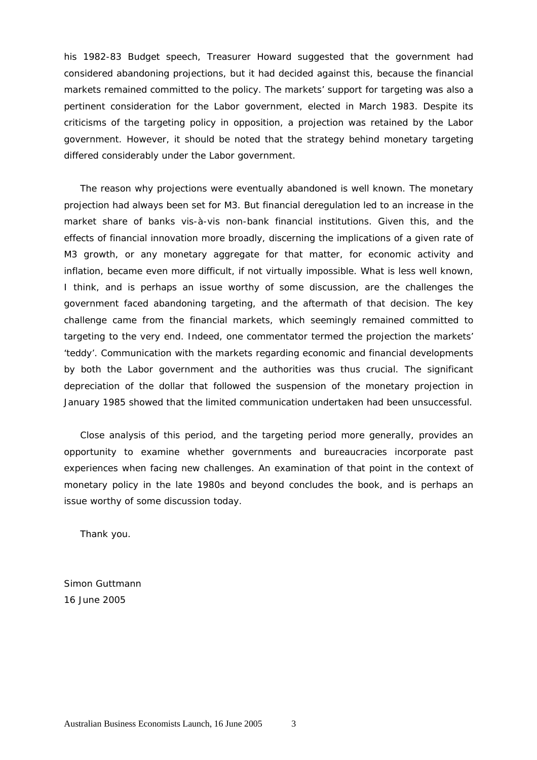his 1982-83 Budget speech, Treasurer Howard suggested that the government had considered abandoning projections, but it had decided against this, because the financial markets remained committed to the policy. The markets' support for targeting was also a pertinent consideration for the Labor government, elected in March 1983. Despite its criticisms of the targeting policy in opposition, a projection was retained by the Labor government. However, it should be noted that the strategy behind monetary targeting differed considerably under the Labor government.

The reason why projections were eventually abandoned is well known. The monetary projection had always been set for M3. But financial deregulation led to an increase in the market share of banks vis-à-vis non-bank financial institutions. Given this, and the effects of financial innovation more broadly, discerning the implications of a given rate of M3 growth, or any monetary aggregate for that matter, for economic activity and inflation, became even more difficult, if not virtually impossible. What is less well known, I think, and is perhaps an issue worthy of some discussion, are the challenges the government faced abandoning targeting, and the aftermath of that decision. The key challenge came from the financial markets, which seemingly remained committed to targeting to the very end. Indeed, one commentator termed the projection the markets' 'teddy'. Communication with the markets regarding economic and financial developments by both the Labor government and the authorities was thus crucial. The significant depreciation of the dollar that followed the suspension of the monetary projection in January 1985 showed that the limited communication undertaken had been unsuccessful.

Close analysis of this period, and the targeting period more generally, provides an opportunity to examine whether governments and bureaucracies incorporate past experiences when facing new challenges. An examination of that point in the context of monetary policy in the late 1980s and beyond concludes the book, and is perhaps an issue worthy of some discussion today.

Thank you.

Simon Guttmann
16 June 2005